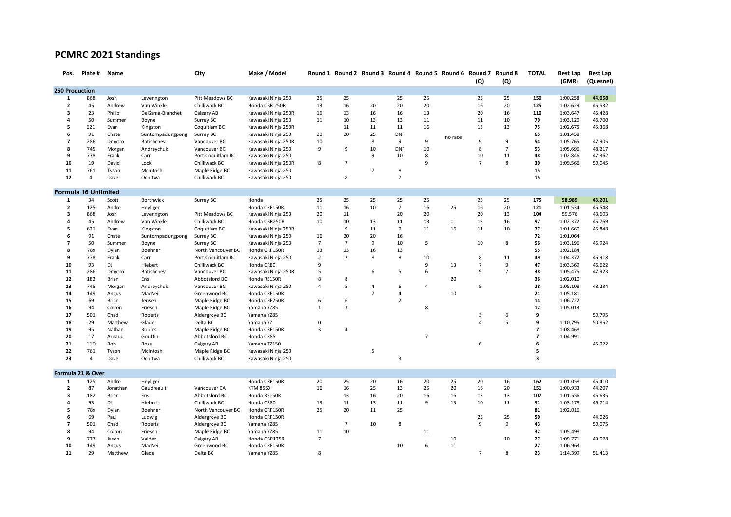# PCMRC 2021 Standings

| Pos. | Plate # | Name | | City | Make / Model | Round 1 | Round 2 | Round 3 | Round 4 | Round 5 | Round 6 | Round 7 (Q) | Round 8 (Q) | TOTAL | Best Lap (GMR) | Best Lap (Quesnel) |
|---|---|---|---|---|---|---|---|---|---|---|---|---|---|---|---|---|
| **250 Production** | | | | | | | | | | | | | | | | |
| 1 | 868 | Josh | Leverington | Pitt Meadows BC | Kawasaki Ninja 250 | 25 | 25 | | 25 | 25 | no race | 25 | 25 | **150** | 1:00.258 | 44.058 |
| 2 | 45 | Andrew | Van Winkle | Chilliwack BC | Honda CBR 250R | 13 | 16 | 20 | 20 | 20 | | 16 | 20 | **125** | 1:02.629 | 45.532 |
| 3 | 23 | Philip | DeGama-Blanchet | Calgary AB | Kawasaki Ninja 250R | 16 | 13 | 16 | 16 | 13 | | 20 | 16 | **110** | 1:03.647 | 45.428 |
| 4 | 50 | Summer | Boyne | Surrey BC | Kawasaki Ninja 250 | 11 | 10 | 13 | 13 | 11 | | 11 | 10 | **79** | 1:03.120 | 46.700 |
| 5 | 621 | Evan | Kingston | Coquitlam BC | Kawasaki Ninja 250R | | 11 | 11 | 11 | 16 | | 13 | 13 | **75** | 1:02.675 | 45.368 |
| 6 | 91 | Chate | Suntornpadungpong | Surrey BC | Kawasaki Ninja 250 | 20 | 20 | 25 | DNF | | | | | **65** | 1:01.458 | |
| 7 | 286 | Dmytro | Batishchev | Vancouver BC | Kawasaki Ninja 250R | 10 | | 8 | 9 | 9 | | 9 | 9 | **54** | 1:05.765 | 47.905 |
| 8 | 745 | Morgan | Andreychuk | Vancouver BC | Kawasaki Ninja 250 | 9 | 9 | 10 | DNF | 10 | | 8 | 7 | **53** | 1:05.696 | 48.217 |
| 9 | 778 | Frank | Carr | Port Coquitlam BC | Kawasaki Ninja 250 | | | 9 | 10 | 8 | | 10 | 11 | **48** | 1:02.846 | 47.362 |
| 10 | 19 | David | Lock | Chilliwack BC | Kawasaki Ninja 250R | 8 | 7 | | | 9 | | 7 | 8 | **39** | 1:09.566 | 50.045 |
| 11 | 761 | Tyson | McIntosh | Maple Ridge BC | Kawasaki Ninja 250 | | | 7 | 8 | | | | | **15** | | |
| 12 | 4 | Dave | Ochitwa | Chilliwack BC | Kawasaki Ninja 250 | | 8 | | 7 | | | | | **15** | | |
| **Formula 16 Unlimited** | | | | | | | | | | | | | | | | |
| 1 | 34 | Scott | Borthwick | Surrey BC | Honda | 25 | 25 | 25 | 25 | 25 | | 25 | 25 | **175** | 58.989 | 43.201 |
| 2 | 125 | Andre | Heyliger | | Honda CRF150R | 11 | 16 | 10 | 7 | 16 | 25 | 16 | 20 | **121** | 1:01.534 | 45.548 |
| 3 | 868 | Josh | Leverington | Pitt Meadows BC | Kawasaki Ninja 250 | 20 | 11 | | 20 | 20 | | 20 | 13 | **104** | 59.576 | 43.603 |
| 4 | 45 | Andrew | Van Winkle | Chilliwack BC | Honda CBR250R | 10 | 10 | 13 | 11 | 13 | 11 | 13 | 16 | **97** | 1:02.372 | 45.769 |
| 5 | 621 | Evan | Kingston | Coquitlam BC | Kawasaki Ninja 250R | | 9 | 11 | 9 | 11 | 16 | 11 | 10 | **77** | 1:01.660 | 45.848 |
| 6 | 91 | Chate | Suntornpadungpong | Surrey BC | Kawasaki Ninja 250 | 16 | 20 | 20 | 16 | | | | | **72** | 1:01.064 | |
| 7 | 50 | Summer | Boyne | Surrey BC | Kawasaki Ninja 250 | 7 | 7 | 9 | 10 | 5 | | 10 | 8 | **56** | 1:03.196 | 46.924 |
| 8 | 78x | Dylan | Boehner | North Vancouver BC | Honda CRF150R | 13 | 13 | 16 | 13 | | | | | **55** | 1:02.184 | |
| 9 | 778 | Frank | Carr | Port Coquitlam BC | Kawasaki Ninja 250 | 2 | 2 | 8 | 8 | 10 | | 8 | 11 | **49** | 1:04.372 | 46.918 |
| 10 | 93 | DJ | Hiebert | Chilliwack BC | Honda CR80 | 9 | | | | 9 | 13 | 7 | 9 | **47** | 1:03.369 | 46.622 |
| 11 | 286 | Dmytro | Batishchev | Vancouver BC | Kawasaki Ninja 250R | 5 | | 6 | 5 | 6 | | 9 | 7 | **38** | 1:05.475 | 47.923 |
| 12 | 182 | Brian | Ens | Abbotsford BC | Honda RS150R | 8 | 8 | | | | 20 | | | **36** | 1:02.010 | |
| 13 | 745 | Morgan | Andreychuk | Vancouver BC | Kawasaki Ninja 250 | 4 | 5 | 4 | 6 | 4 | | 5 | | **28** | 1:05.108 | 48.234 |
| 14 | 149 | Angus | MacNeil | Greenwood BC | Honda CRF150R | | | 7 | 4 | | 10 | | | **21** | 1:05.181 | |
| 15 | 69 | Brian | Jensen | Maple Ridge BC | Honda CRF250R | 6 | 6 | | 2 | | | | | **14** | 1:06.722 | |
| 16 | 94 | Colton | Friesen | Maple Ridge BC | Yamaha YZ85 | 1 | 3 | | | 8 | | | | **12** | 1:05.013 | |
| 17 | 501 | Chad | Roberts | Aldergrove BC | Yamaha YZ85 | | | | | | | 3 | 6 | **9** | | 50.795 |
| 18 | 29 | Matthew | Glade | Delta BC | Yamaha YZ | 0 | | | | | | 4 | 5 | **9** | 1:10.795 | 50.852 |
| 19 | 95 | Nathan | Robins | Maple Ridge BC | Honda CRF150R | 3 | 4 | | | | | | | **7** | 1:08.468 | |
| 20 | 17 | Arnaud | Gouttin | Abbotsford BC | Honda CR85 | | | | | 7 | | | | **7** | 1:04.991 | |
| 21 | 11D | Rob | Ross | Calgary AB | Yamaha TZ150 | | | | | | | 6 | | **6** | | 45.922 |
| 22 | 761 | Tyson | McIntosh | Maple Ridge BC | Kawasaki Ninja 250 | | | 5 | | | | | | **5** | | |
| 23 | 4 | Dave | Ochitwa | Chilliwack BC | Kawasaki Ninja 250 | | | | 3 | | | | | **3** | | |
| **Formula 21 & Over** | | | | | | | | | | | | | | | | |
| 1 | 125 | Andre | Heyliger | | Honda CRF150R | 20 | 25 | 20 | 16 | 20 | 25 | 20 | 16 | **162** | 1:01.058 | 45.410 |
| 2 | 87 | Jonathan | Gaudreault | Vancouver CA | KTM 85SX | 16 | 16 | 25 | 13 | 25 | 20 | 16 | 20 | **151** | 1:00.933 | 44.207 |
| 3 | 182 | Brian | Ens | Abbotsford BC | Honda RS150R | | 13 | 16 | 20 | 16 | 16 | 13 | 13 | **107** | 1:01.556 | 45.635 |
| 4 | 93 | DJ | Hiebert | Chilliwack BC | Honda CR80 | 13 | 11 | 13 | 11 | 9 | 13 | 10 | 11 | **91** | 1:03.178 | 46.714 |
| 5 | 78x | Dylan | Boehner | North Vancouver BC | Honda CRF150R | 25 | 20 | 11 | 25 | | | | | **81** | 1:02.016 | |
| 6 | 69 | Paul | Ludwig | Aldergrove BC | Honda CRF150R | | | | | | | 25 | 25 | **50** | | 44.026 |
| 7 | 501 | Chad | Roberts | Aldergrove BC | Yamaha YZ85 | | 7 | 10 | 8 | | | 9 | 9 | **43** | | 50.075 |
| 8 | 94 | Colton | Friesen | Maple Ridge BC | Yamaha YZ85 | 11 | 10 | | | 11 | | | | **32** | 1:05.498 | |
| 9 | 777 | Jason | Valdez | Calgary AB | Honda CBR125R | 7 | | | | | 10 | | 10 | **27** | 1:09.771 | 49.078 |
| 10 | 149 | Angus | MacNeil | Greenwood BC | Honda CRF150R | | | | 10 | 6 | 11 | | | **27** | 1:06.963 | |
| 11 | 29 | Matthew | Glade | Delta BC | Yamaha YZ85 | 8 | | | | | | 7 | 8 | **23** | 1:14.399 | 51.413 |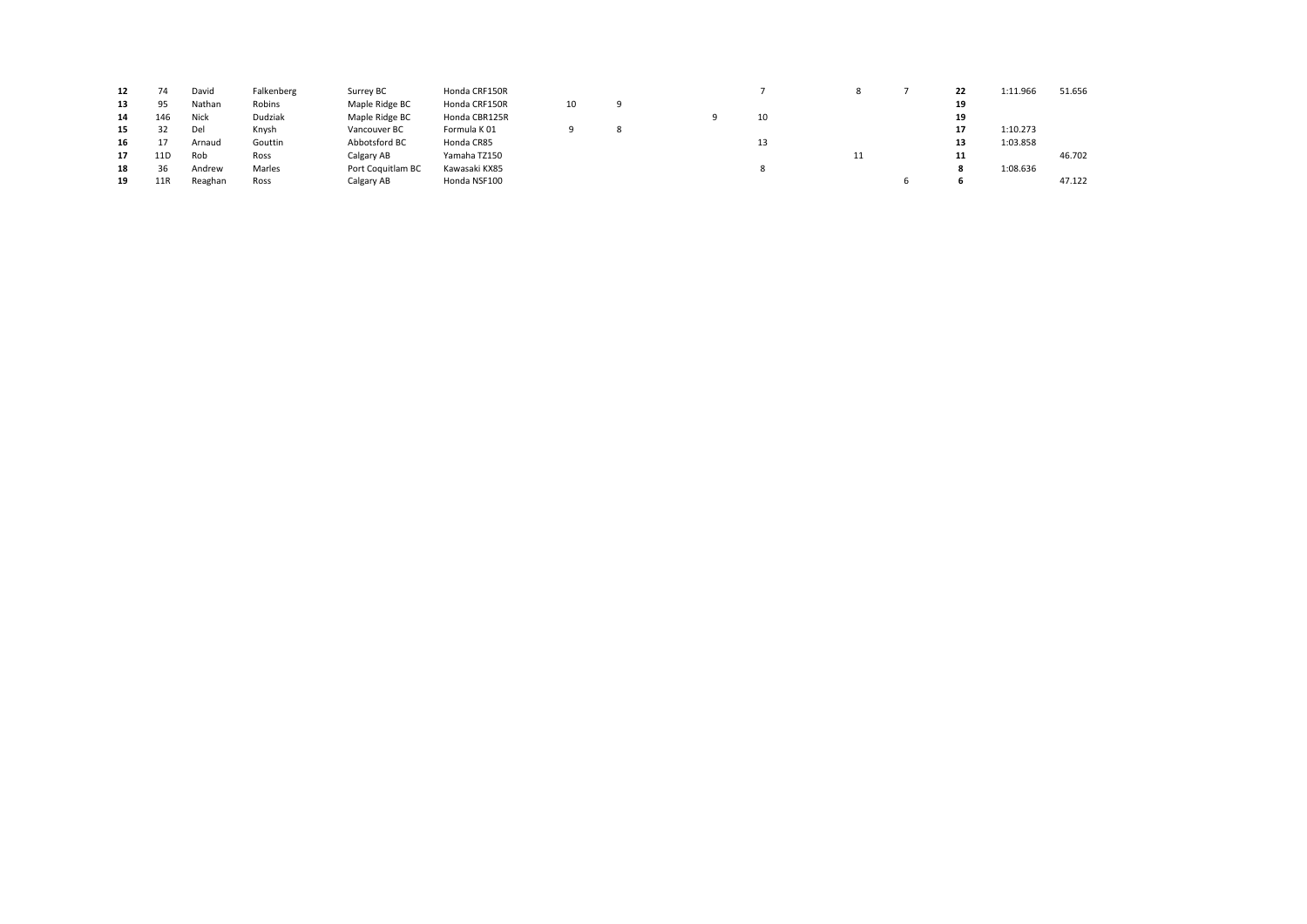| | | | | | | | | | | | | | | | | |
|---|---|---|---|---|---|---|---|---|---|---|---|---|---|---|---|---|
| **12** | 74 | David | Falkenberg | Surrey BC | Honda CRF150R | | | | | 7 | | 8 | 7 | **22** | 1:11.966 | 51.656 |
| **13** | 95 | Nathan | Robins | Maple Ridge BC | Honda CRF150R | 10 | 9 | | | | | | | **19** | | |
| **14** | 146 | Nick | Dudziak | Maple Ridge BC | Honda CBR125R | | | | 9 | 10 | | | | **19** | | |
| **15** | 32 | Del | Knysh | Vancouver BC | Formula K 01 | 9 | 8 | | | | | | | **17** | 1:10.273 | |
| **16** | 17 | Arnaud | Gouttin | Abbotsford BC | Honda CR85 | | | | | 13 | | | | **13** | 1:03.858 | |
| **17** | 11D | Rob | Ross | Calgary AB | Yamaha TZ150 | | | | | | | 11 | | **11** | | 46.702 |
| **18** | 36 | Andrew | Marles | Port Coquitlam BC | Kawasaki KX85 | | | | | 8 | | | | **8** | 1:08.636 | |
| **19** | 11R | Reaghan | Ross | Calgary AB | Honda NSF100 | | | | | | | | 6 | **6** | | 47.122 |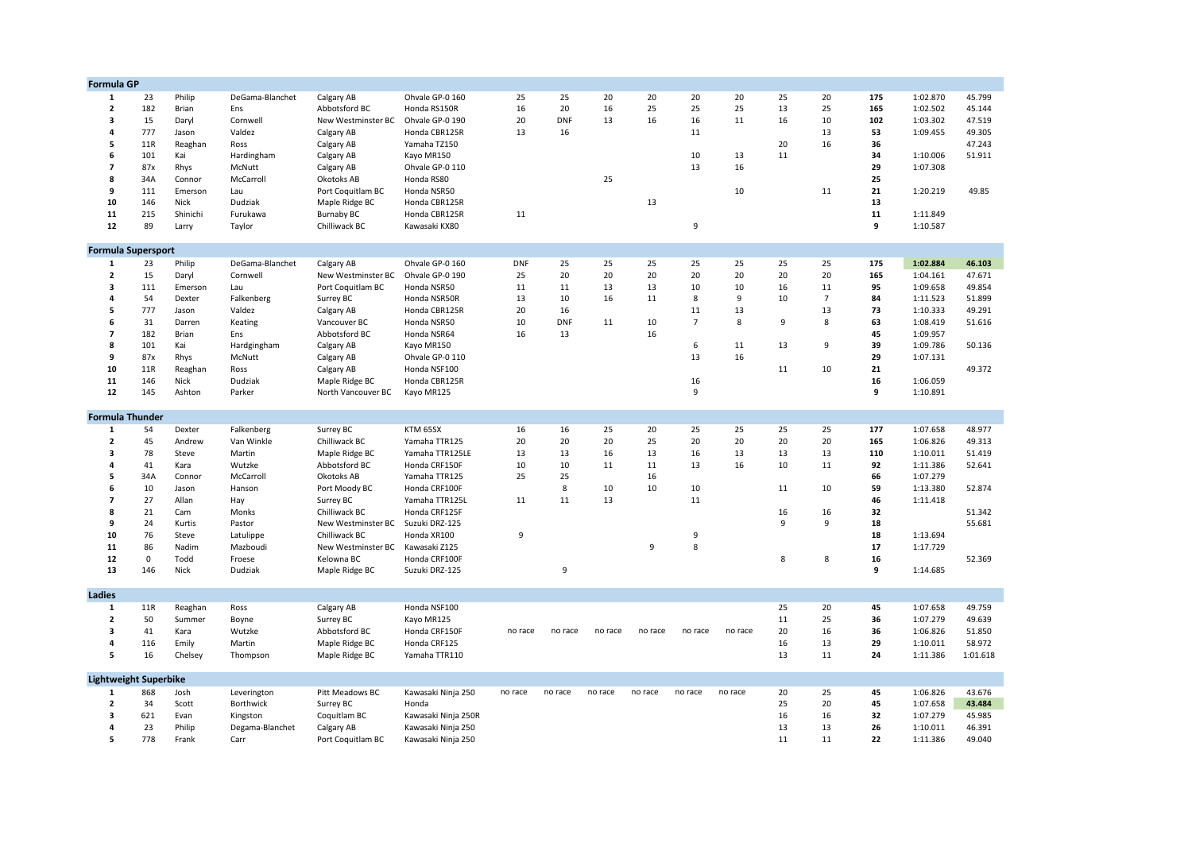| Formula GP | | | | | | | | | | | | | | | | |
|---|---|---|---|---|---|---|---|---|---|---|---|---|---|---|---|---|
| **1** | 23 | Philip | DeGama-Blanchet | Calgary AB | Ohvale GP-0 160 | 25 | 25 | 20 | 20 | 20 | 20 | 25 | 20 | **175** | 1:02.870 | 45.799 |
| **2** | 182 | Brian | Ens | Abbotsford BC | Honda RS150R | 16 | 20 | 16 | 25 | 25 | 25 | 13 | 25 | **165** | 1:02.502 | 45.144 |
| **3** | 15 | Daryl | Cornwell | New Westminster BC | Ohvale GP-0 190 | 20 | DNF | 13 | 16 | 16 | 11 | 16 | 10 | **102** | 1:03.302 | 47.519 |
| **4** | 777 | Jason | Valdez | Calgary AB | Honda CBR125R | 13 | 16 | | | 11 | | | 13 | **53** | 1:09.455 | 49.305 |
| **5** | 11R | Reaghan | Ross | Calgary AB | Yamaha TZ150 | | | | | | | 20 | 16 | **36** | | 47.243 |
| **6** | 101 | Kai | Hardingham | Calgary AB | Kayo MR150 | | | | | 10 | 13 | 11 | | **34** | 1:10.006 | 51.911 |
| **7** | 87x | Rhys | McNutt | Calgary AB | Ohvale GP-0 110 | | | | | 13 | 16 | | | **29** | 1:07.308 | |
| **8** | 34A | Connor | McCarroll | Okotoks AB | Honda RS80 | | | | 25 | | | | | **25** | | |
| **9** | 111 | Emerson | Lau | Port Coquitlam BC | Honda NSR50 | | | | | | 10 | | 11 | **21** | 1:20.219 | 49.85 |
| **10** | 146 | Nick | Dudziak | Maple Ridge BC | Honda CBR125R | | | | 13 | | | | | **13** | | |
| **11** | 215 | Shinichi | Furukawa | Burnaby BC | Honda CBR125R | 11 | | | | | | | | **11** | 1:11.849 | |
| **12** | 89 | Larry | Taylor | Chilliwack BC | Kawasaki KX80 | | | | | 9 | | | | **9** | 1:10.587 | |
| **Formula Supersport** | | | | | | | | | | | | | | | | |
| **1** | 23 | Philip | DeGama-Blanchet | Calgary AB | Ohvale GP-0 160 | DNF | 25 | 25 | 25 | 25 | 25 | 25 | 25 | **175** | **1:02.884** | **46.103** |
| **2** | 15 | Daryl | Cornwell | New Westminster BC | Ohvale GP-0 190 | 25 | 20 | 20 | 20 | 20 | 20 | 20 | 20 | **165** | 1:04.161 | 47.671 |
| **3** | 111 | Emerson | Lau | Port Coquitlam BC | Honda NSR50 | 11 | 11 | 13 | 13 | 10 | 10 | 16 | 11 | **95** | 1:09.658 | 49.854 |
| **4** | 54 | Dexter | Falkenberg | Surrey BC | Honda NSR50R | 13 | 10 | 16 | 11 | 8 | 9 | 10 | 7 | **84** | 1:11.523 | 51.899 |
| **5** | 777 | Jason | Valdez | Calgary AB | Honda CBR125R | 20 | 16 | | | 11 | 13 | | 13 | **73** | 1:10.333 | 49.291 |
| **6** | 31 | Darren | Keating | Vancouver BC | Honda NSR50 | 10 | DNF | 11 | 10 | 7 | 8 | 9 | 8 | **63** | 1:08.419 | 51.616 |
| **7** | 182 | Brian | Ens | Abbotsford BC | Honda NSR64 | 16 | 13 | | 16 | | | | | **45** | 1:09.957 | |
| **8** | 101 | Kai | Hardgingham | Calgary AB | Kayo MR150 | | | | | 6 | 11 | 13 | 9 | **39** | 1:09.786 | 50.136 |
| **9** | 87x | Rhys | McNutt | Calgary AB | Ohvale GP-0 110 | | | | | 13 | 16 | | | **29** | 1:07.131 | |
| **10** | 11R | Reaghan | Ross | Calgary AB | Honda NSF100 | | | | | | | 11 | 10 | **21** | | 49.372 |
| **11** | 146 | Nick | Dudziak | Maple Ridge BC | Honda CBR125R | | | | | 16 | | | | **16** | 1:06.059 | |
| **12** | 145 | Ashton | Parker | North Vancouver BC | Kayo MR125 | | | | | 9 | | | | **9** | 1:10.891 | |
| **Formula Thunder** | | | | | | | | | | | | | | | | |
| **1** | 54 | Dexter | Falkenberg | Surrey BC | KTM 65SX | 16 | 16 | 25 | 20 | 25 | 25 | 25 | 25 | **177** | 1:07.658 | 48.977 |
| **2** | 45 | Andrew | Van Winkle | Chilliwack BC | Yamaha TTR125 | 20 | 20 | 20 | 25 | 20 | 20 | 20 | 20 | **165** | 1:06.826 | 49.313 |
| **3** | 78 | Steve | Martin | Maple Ridge BC | Yamaha TTR125LE | 13 | 13 | 16 | 13 | 16 | 13 | 13 | 13 | **110** | 1:10.011 | 51.419 |
| **4** | 41 | Kara | Wutzke | Abbotsford BC | Honda CRF150F | 10 | 10 | 11 | 11 | 13 | 16 | 10 | 11 | **92** | 1:11.386 | 52.641 |
| **5** | 34A | Connor | McCarroll | Okotoks AB | Yamaha TTR125 | 25 | 25 | | 16 | | | | | **66** | 1:07.279 | |
| **6** | 10 | Jason | Hanson | Port Moody BC | Honda CRF100F | | 8 | 10 | 10 | 10 | | 11 | 10 | **59** | 1:13.380 | 52.874 |
| **7** | 27 | Allan | Hay | Surrey BC | Yamaha TTR125L | 11 | 11 | 13 | | 11 | | | | **46** | 1:11.418 | |
| **8** | 21 | Cam | Monks | Chilliwack BC | Honda CRF125F | | | | | | | 16 | 16 | **32** | | 51.342 |
| **9** | 24 | Kurtis | Pastor | New Westminster BC | Suzuki DRZ-125 | | | | | | | 9 | 9 | **18** | | 55.681 |
| **10** | 76 | Steve | Latulippe | Chilliwack BC | Honda XR100 | 9 | | | | 9 | | | | **18** | 1:13.694 | |
| **11** | 86 | Nadim | Mazboudi | New Westminster BC | Kawasaki Z125 | | | | 9 | 8 | | | | **17** | 1:17.729 | |
| **12** | 0 | Todd | Froese | Kelowna BC | Honda CRF100F | | | | | | | 8 | 8 | **16** | | 52.369 |
| **13** | 146 | Nick | Dudziak | Maple Ridge BC | Suzuki DRZ-125 | | 9 | | | | | | | **9** | 1:14.685 | |
| **Ladies** | | | | | | | | | | | | | | | | |
| **1** | 11R | Reaghan | Ross | Calgary AB | Honda NSF100 | | | | | | | 25 | 20 | **45** | 1:07.658 | 49.759 |
| **2** | 50 | Summer | Boyne | Surrey BC | Kayo MR125 | | | | | | | 11 | 25 | **36** | 1:07.279 | 49.639 |
| **3** | 41 | Kara | Wutzke | Abbotsford BC | Honda CRF150F | no race | no race | no race | no race | no race | no race | 20 | 16 | **36** | 1:06.826 | 51.850 |
| **4** | 116 | Emily | Martin | Maple Ridge BC | Honda CRF125 | | | | | | | 16 | 13 | **29** | 1:10.011 | 58.972 |
| **5** | 16 | Chelsey | Thompson | Maple Ridge BC | Yamaha TTR110 | | | | | | | 13 | 11 | **24** | 1:11.386 | 1:01.618 |
| **Lightweight Superbike** | | | | | | | | | | | | | | | | |
| **1** | 868 | Josh | Leverington | Pitt Meadows BC | Kawasaki Ninja 250 | no race | no race | no race | no race | no race | no race | 20 | 25 | **45** | 1:06.826 | 43.676 |
| **2** | 34 | Scott | Borthwick | Surrey BC | Honda | | | | | | | 25 | 20 | **45** | 1:07.658 | **43.484** |
| **3** | 621 | Evan | Kingston | Coquitlam BC | Kawasaki Ninja 250R | | | | | | | 16 | 16 | **32** | 1:07.279 | 45.985 |
| **4** | 23 | Philip | Degama-Blanchet | Calgary AB | Kawasaki Ninja 250 | | | | | | | 13 | 13 | **26** | 1:10.011 | 46.391 |
| **5** | 778 | Frank | Carr | Port Coquitlam BC | Kawasaki Ninja 250 | | | | | | | 11 | 11 | **22** | 1:11.386 | 49.040 |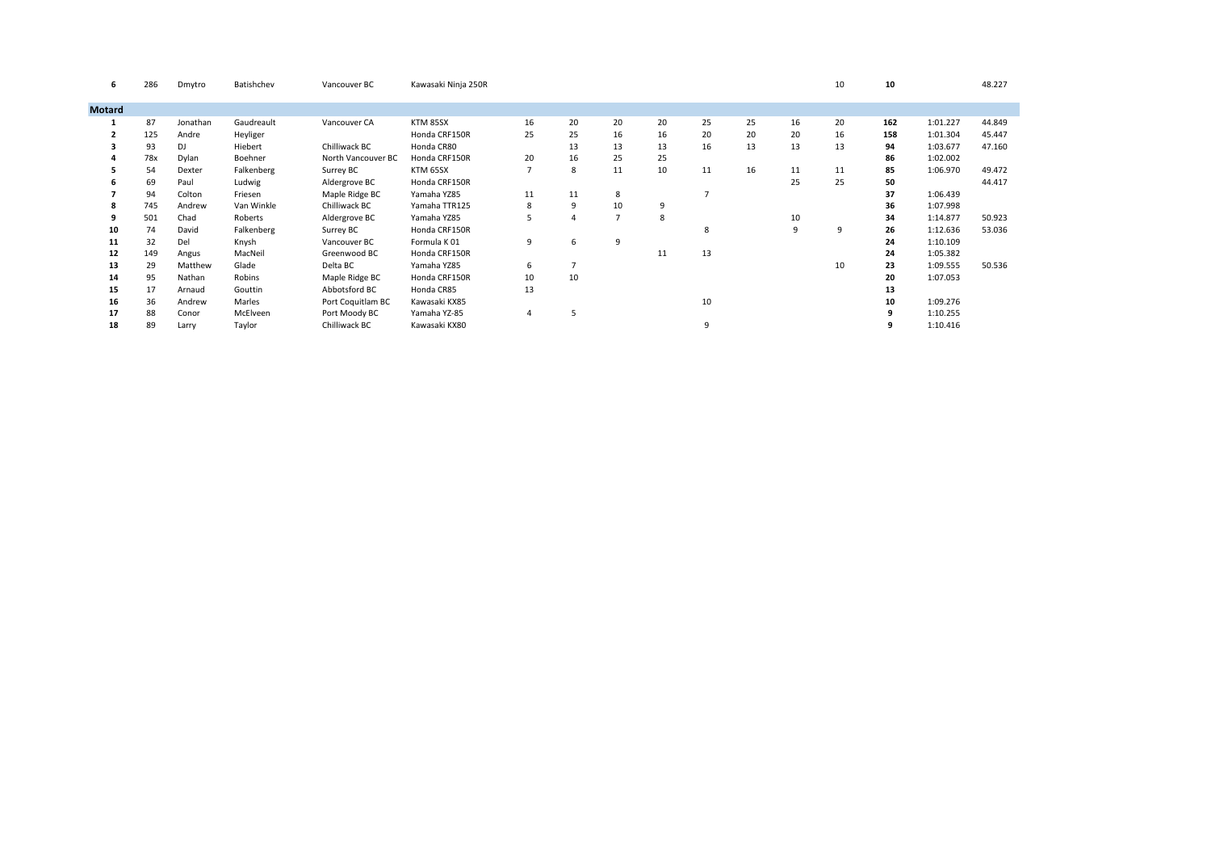| | | | | | | | | | | | | | | | | |
|---|---|---|---|---|---|---|---|---|---|---|---|---|---|---|---|---|
| **6** | 286 | Dmytro | Batishchev | Vancouver BC | Kawasaki Ninja 250R | | | | | | | | 10 | **10** | | 48.227 |
| **Motard** | | | | | | | | | | | | | | | | |
| **1** | 87 | Jonathan | Gaudreault | Vancouver CA | KTM 85SX | 16 | 20 | 20 | 20 | 25 | 25 | 16 | 20 | **162** | 1:01.227 | 44.849 |
| **2** | 125 | Andre | Heyliger | | Honda CRF150R | 25 | 25 | 16 | 16 | 20 | 20 | 20 | 16 | **158** | 1:01.304 | 45.447 |
| **3** | 93 | DJ | Hiebert | Chilliwack BC | Honda CR80 | | 13 | 13 | 13 | 16 | 13 | 13 | 13 | **94** | 1:03.677 | 47.160 |
| **4** | 78x | Dylan | Boehner | North Vancouver BC | Honda CRF150R | 20 | 16 | 25 | 25 | | | | | **86** | 1:02.002 | |
| **5** | 54 | Dexter | Falkenberg | Surrey BC | KTM 65SX | 7 | 8 | 11 | 10 | 11 | 16 | 11 | 11 | **85** | 1:06.970 | 49.472 |
| **6** | 69 | Paul | Ludwig | Aldergrove BC | Honda CRF150R | | | | | | | 25 | 25 | **50** | | 44.417 |
| **7** | 94 | Colton | Friesen | Maple Ridge BC | Yamaha YZ85 | 11 | 11 | 8 | | 7 | | | | **37** | 1:06.439 | |
| **8** | 745 | Andrew | Van Winkle | Chilliwack BC | Yamaha TTR125 | 8 | 9 | 10 | 9 | | | | | **36** | 1:07.998 | |
| **9** | 501 | Chad | Roberts | Aldergrove BC | Yamaha YZ85 | 5 | 4 | 7 | 8 | | | 10 | | **34** | 1:14.877 | 50.923 |
| **10** | 74 | David | Falkenberg | Surrey BC | Honda CRF150R | | | | | 8 | | 9 | 9 | **26** | 1:12.636 | 53.036 |
| **11** | 32 | Del | Knysh | Vancouver BC | Formula K 01 | 9 | 6 | 9 | | | | | | **24** | 1:10.109 | |
| **12** | 149 | Angus | MacNeil | Greenwood BC | Honda CRF150R | | | | 11 | 13 | | | | **24** | 1:05.382 | |
| **13** | 29 | Matthew | Glade | Delta BC | Yamaha YZ85 | 6 | 7 | | | | | | 10 | **23** | 1:09.555 | 50.536 |
| **14** | 95 | Nathan | Robins | Maple Ridge BC | Honda CRF150R | 10 | 10 | | | | | | | **20** | 1:07.053 | |
| **15** | 17 | Arnaud | Gouttin | Abbotsford BC | Honda CR85 | 13 | | | | | | | | **13** | | |
| **16** | 36 | Andrew | Marles | Port Coquitlam BC | Kawasaki KX85 | | | | | 10 | | | | **10** | 1:09.276 | |
| **17** | 88 | Conor | McElveen | Port Moody BC | Yamaha YZ-85 | 4 | 5 | | | | | | | **9** | 1:10.255 | |
| **18** | 89 | Larry | Taylor | Chilliwack BC | Kawasaki KX80 | | | | | 9 | | | | **9** | 1:10.416 | |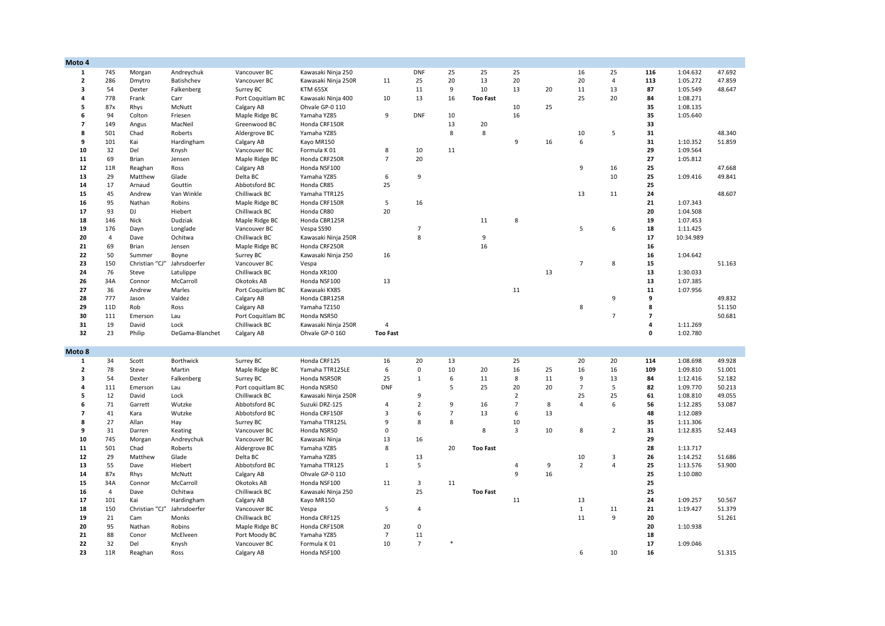## Moto 4

| Pos | # | First | Last | Location | Bike | | | | | | | | | Total | | |
|---|---|---|---|---|---|---|---|---|---|---|---|---|---|---|---|---|
| 1 | 745 | Morgan | Andreychuk | Vancouver BC | Kawasaki Ninja 250 | | DNF | 25 | 25 | 25 | | 16 | 25 | **116** | 1:04.632 | 47.692 |
| 2 | 286 | Dmytro | Batishchev | Vancouver BC | Kawasaki Ninja 250R | 11 | 25 | 20 | 13 | 20 | | 20 | 4 | **113** | 1:05.272 | 47.859 |
| 3 | 54 | Dexter | Falkenberg | Surrey BC | KTM 65SX | | 11 | 9 | 10 | 13 | 20 | 11 | 13 | **87** | 1:05.549 | 48.647 |
| 4 | 778 | Frank | Carr | Port Coquitlam BC | Kawasaki Ninja 400 | 10 | 13 | 16 | **Too Fast** | | | 25 | 20 | **84** | 1:08.271 | |
| 5 | 87x | Rhys | McNutt | Calgary AB | Ohvale GP-0 110 | | | | | 10 | 25 | | | **35** | 1:08.135 | |
| 6 | 94 | Colton | Friesen | Maple Ridge BC | Yamaha YZ85 | 9 | DNF | 10 | | 16 | | | | **35** | 1:05.640 | |
| 7 | 149 | Angus | MacNeil | Greenwood BC | Honda CRF150R | | | 13 | 20 | | | | | **33** | | |
| 8 | 501 | Chad | Roberts | Aldergrove BC | Yamaha YZ85 | | | 8 | 8 | | | 10 | 5 | **31** | | 48.340 |
| 9 | 101 | Kai | Hardingham | Calgary AB | Kayo MR150 | | | | | 9 | 16 | 6 | | **31** | 1:10.352 | 51.859 |
| 10 | 32 | Del | Knysh | Vancouver BC | Formula K 01 | 8 | 10 | 11 | | | | | | **29** | 1:09.564 | |
| 11 | 69 | Brian | Jensen | Maple Ridge BC | Honda CRF250R | 7 | 20 | | | | | | | **27** | 1:05.812 | |
| 12 | 11R | Reaghan | Ross | Calgary AB | Honda NSF100 | | | | | | | 9 | 16 | **25** | | 47.668 |
| 13 | 29 | Matthew | Glade | Delta BC | Yamaha YZ85 | 6 | 9 | | | | | | 10 | **25** | 1:09.416 | 49.841 |
| 14 | 17 | Arnaud | Gouttin | Abbotsford BC | Honda CR85 | 25 | | | | | | | | **25** | | |
| 15 | 45 | Andrew | Van Winkle | Chilliwack BC | Yamaha TTR125 | | | | | | | 13 | 11 | **24** | | 48.607 |
| 16 | 95 | Nathan | Robins | Maple Ridge BC | Honda CRF150R | 5 | 16 | | | | | | | **21** | 1:07.343 | |
| 17 | 93 | DJ | Hiebert | Chilliwack BC | Honda CR80 | 20 | | | | | | | | **20** | 1:04.508 | |
| 18 | 146 | Nick | Dudziak | Maple Ridge BC | Honda CBR125R | | | | 11 | 8 | | | | **19** | 1:07.453 | |
| 19 | 176 | Dayn | Longlade | Vancouver BC | Vespa SS90 | | 7 | | | | | 5 | 6 | **18** | 1:11.425 | |
| 20 | 4 | Dave | Ochitwa | Chilliwack BC | Kawasaki Ninja 250R | | 8 | | 9 | | | | | **17** | 10:34.989 | |
| 21 | 69 | Brian | Jensen | Maple Ridge BC | Honda CRF250R | | | | 16 | | | | | **16** | | |
| 22 | 50 | Summer | Boyne | Surrey BC | Kawasaki Ninja 250 | 16 | | | | | | | | **16** | 1:04.642 | |
| 23 | 150 | Christian "CJ" | Jahrsdoerfer | Vancouver BC | Vespa | | | | | | | 7 | 8 | **15** | | 51.163 |
| 24 | 76 | Steve | Latulippe | Chilliwack BC | Honda XR100 | | | | | | 13 | | | **13** | 1:30.033 | |
| 26 | 34A | Connor | McCarroll | Okotoks AB | Honda NSF100 | 13 | | | | | | | | **13** | 1:07.385 | |
| 27 | 36 | Andrew | Marles | Port Coquitlam BC | Kawasaki KX85 | | | | | 11 | | | | **11** | 1:07.956 | |
| 28 | 777 | Jason | Valdez | Calgary AB | Honda CBR125R | | | | | | | | 9 | **9** | | 49.832 |
| 29 | 11D | Rob | Ross | Calgary AB | Yamaha TZ150 | | | | | | | 8 | | **8** | | 51.150 |
| 30 | 111 | Emerson | Lau | Port Coquitlam BC | Honda NSR50 | | | | | | | | 7 | **7** | | 50.681 |
| 31 | 19 | David | Lock | Chilliwack BC | Kawasaki Ninja 250R | 4 | | | | | | | | **4** | 1:11.269 | |
| 32 | 23 | Philip | DeGama-Blanchet | Calgary AB | Ohvale GP-0 160 | **Too Fast** | | | | | | | | **0** | 1:02.780 | |

## Moto 8

| Pos | # | First | Last | Location | Bike | | | | | | | | | Total | | |
|---|---|---|---|---|---|---|---|---|---|---|---|---|---|---|---|---|
| 1 | 34 | Scott | Borthwick | Surrey BC | Honda CRF125 | 16 | 20 | 13 | | 25 | | 20 | 20 | **114** | 1:08.698 | 49.928 |
| 2 | 78 | Steve | Martin | Maple Ridge BC | Yamaha TTR125LE | 6 | 0 | 10 | 20 | 16 | 25 | 16 | 16 | **109** | 1:09.810 | 51.001 |
| 3 | 54 | Dexter | Falkenberg | Surrey BC | Honda NSR50R | 25 | 1 | 6 | 11 | 8 | 11 | 9 | 13 | **84** | 1:12.416 | 52.182 |
| 4 | 111 | Emerson | Lau | Port coquitlam BC | Honda NSR50 | DNF | | 5 | 25 | 20 | 20 | 7 | 5 | **82** | 1:09.770 | 50.213 |
| 5 | 12 | David | Lock | Chilliwack BC | Kawasaki Ninja 250R | | 9 | | | 2 | | 25 | 25 | **61** | 1:08.810 | 49.055 |
| 6 | 71 | Garrett | Wutzke | Abbotsford BC | Suzuki DRZ-125 | 4 | 2 | 9 | 16 | 7 | 8 | 4 | 6 | **56** | 1:12.285 | 53.087 |
| 7 | 41 | Kara | Wutzke | Abbotsford BC | Honda CRF150F | 3 | 6 | 7 | 13 | 6 | 13 | | | **48** | 1:12.089 | |
| 8 | 27 | Allan | Hay | Surrey BC | Yamaha TTR125L | 9 | 8 | 8 | | 10 | | | | **35** | 1:11.306 | |
| 9 | 31 | Darren | Keating | Vancouver BC | Honda NSR50 | 0 | | | 8 | 3 | 10 | 8 | 2 | **31** | 1:12.835 | 52.443 |
| 10 | 745 | Morgan | Andreychuk | Vancouver BC | Kawasaki Ninja | 13 | 16 | | | | | | | **29** | | |
| 11 | 501 | Chad | Roberts | Aldergrove BC | Yamaha YZ85 | 8 | | 20 | **Too Fast** | | | | | **28** | 1:13.717 | |
| 12 | 29 | Matthew | Glade | Delta BC | Yamaha YZ85 | | 13 | | | | | 10 | 3 | **26** | 1:14.252 | 51.686 |
| 13 | 55 | Dave | Hiebert | Abbotsford BC | Yamaha TTR125 | 1 | 5 | | | 4 | 9 | 2 | 4 | **25** | 1:13.576 | 53.900 |
| 14 | 87x | Rhys | McNutt | Calgary AB | Ohvale GP-0 110 | | | | | 9 | 16 | | | **25** | 1:10.080 | |
| 15 | 34A | Connor | McCarroll | Okotoks AB | Honda NSF100 | 11 | 3 | 11 | | | | | | **25** | | |
| 16 | 4 | Dave | Ochitwa | Chilliwack BC | Kawasaki Ninja 250 | | 25 | | **Too Fast** | | | | | **25** | | |
| 17 | 101 | Kai | Hardingham | Calgary AB | Kayo MR150 | | | | | 11 | | 13 | | **24** | 1:09.257 | 50.567 |
| 18 | 150 | Christian "CJ" | Jahrsdoerfer | Vancouver BC | Vespa | 5 | 4 | | | | | 1 | 11 | **21** | 1:19.427 | 51.379 |
| 19 | 21 | Cam | Monks | Chilliwack BC | Honda CRF125 | | | | | | | 11 | 9 | **20** | | 51.261 |
| 20 | 95 | Nathan | Robins | Maple Ridge BC | Honda CRF150R | 20 | 0 | | | | | | | **20** | 1:10.938 | |
| 21 | 88 | Conor | McElveen | Port Moody BC | Yamaha YZ85 | 7 | 11 | | | | | | | **18** | | |
| 22 | 32 | Del | Knysh | Vancouver BC | Formula K 01 | 10 | 7 | * | | | | | | **17** | 1:09.046 | |
| 23 | 11R | Reaghan | Ross | Calgary AB | Honda NSF100 | | | | | | | 6 | 10 | **16** | | 51.315 |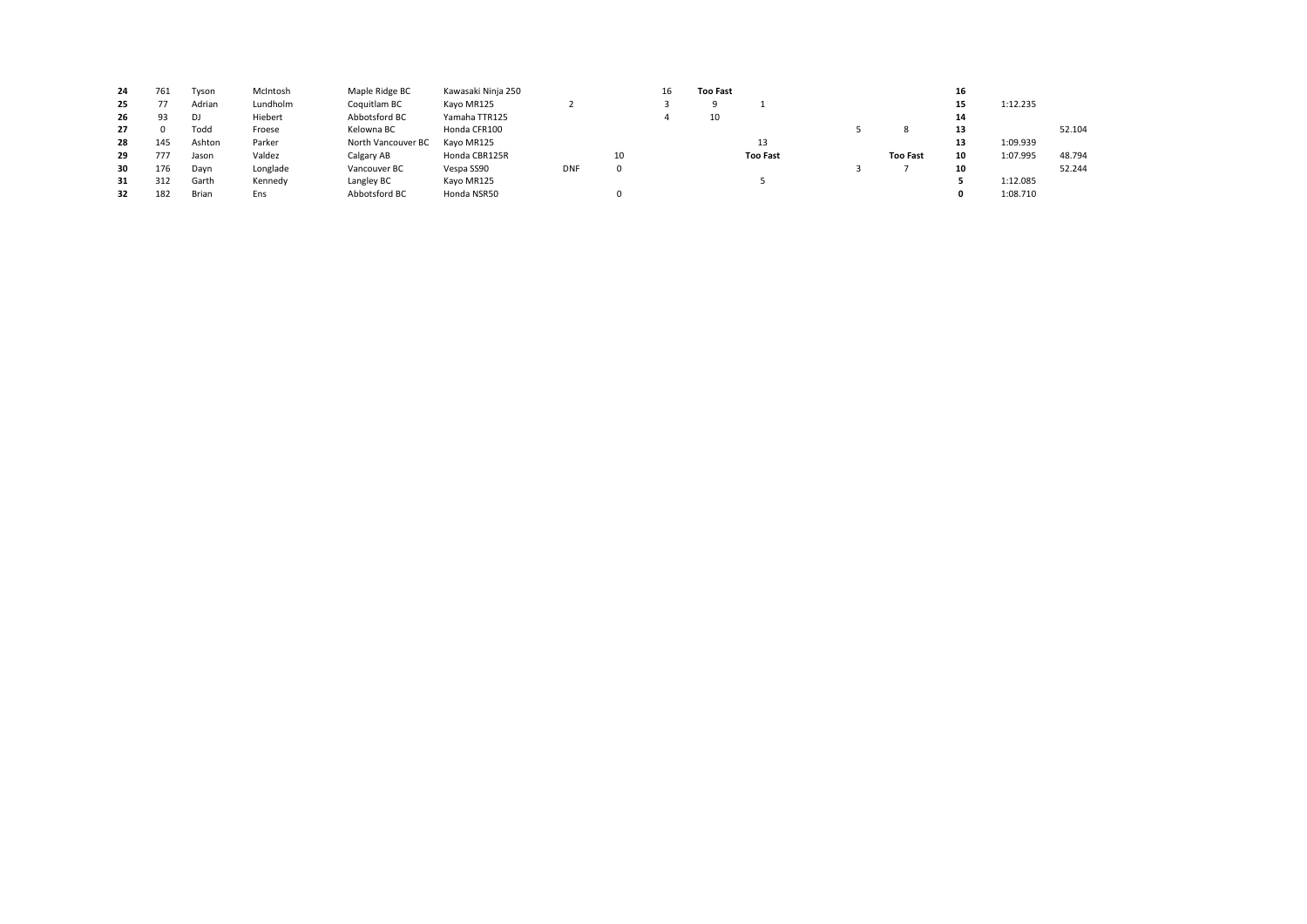| | | | | | | | | | | | | | | | | |
|---|---|---|---|---|---|---|---|---|---|---|---|---|---|---|---|---|
| **24** | 761 | Tyson | McIntosh | Maple Ridge BC | Kawasaki Ninja 250 | | | 16 | **Too Fast** | | | | | **16** | | |
| **25** | 77 | Adrian | Lundholm | Coquitlam BC | Kayo MR125 | 2 | | 3 | 9 | 1 | | | | **15** | 1:12.235 | |
| **26** | 93 | DJ | Hiebert | Abbotsford BC | Yamaha TTR125 | | | 4 | 10 | | | | | **14** | | |
| **27** | 0 | Todd | Froese | Kelowna BC | Honda CFR100 | | | | | | | 5 | 8 | **13** | | 52.104 |
| **28** | 145 | Ashton | Parker | North Vancouver BC | Kayo MR125 | | | | | 13 | | | | **13** | 1:09.939 | |
| **29** | 777 | Jason | Valdez | Calgary AB | Honda CBR125R | | 10 | | | **Too Fast** | | | **Too Fast** | **10** | 1:07.995 | 48.794 |
| **30** | 176 | Dayn | Longlade | Vancouver BC | Vespa SS90 | DNF | 0 | | | | | 3 | 7 | **10** | | 52.244 |
| **31** | 312 | Garth | Kennedy | Langley BC | Kayo MR125 | | | | | 5 | | | | **5** | 1:12.085 | |
| **32** | 182 | Brian | Ens | Abbotsford BC | Honda NSR50 | | 0 | | | | | | | **0** | 1:08.710 | |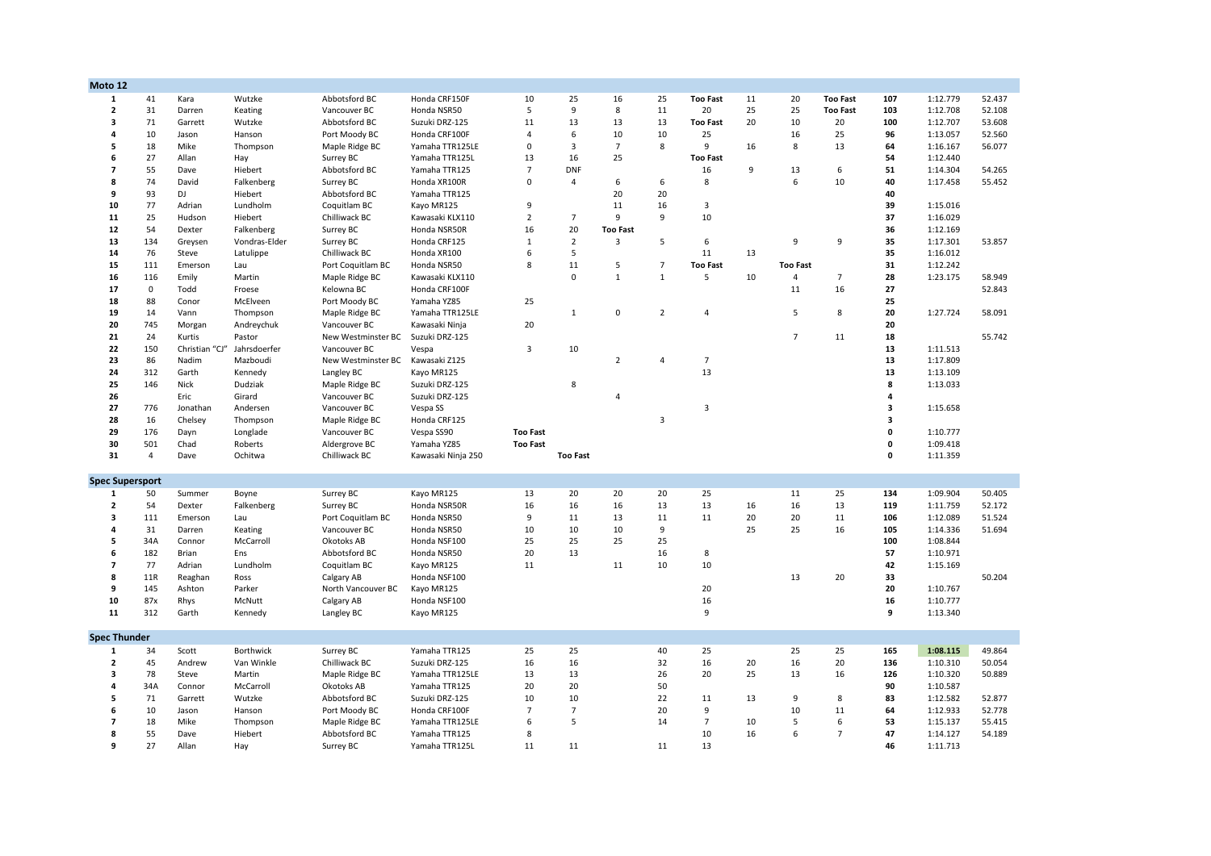## Moto 12

| | | | | | | | | | | | | | | | | |
|---|---|---|---|---|---|---|---|---|---|---|---|---|---|---|---|---|
| **1** | 41 | Kara | Wutzke | Abbotsford BC | Honda CRF150F | 10 | 25 | 16 | 25 | **Too Fast** | 11 | 20 | **Too Fast** | **107** | 1:12.779 | 52.437 |
| **2** | 31 | Darren | Keating | Vancouver BC | Honda NSR50 | 5 | 9 | 8 | 11 | 20 | 25 | 25 | **Too Fast** | **103** | 1:12.708 | 52.108 |
| **3** | 71 | Garrett | Wutzke | Abbotsford BC | Suzuki DRZ-125 | 11 | 13 | 13 | 13 | **Too Fast** | 20 | 10 | 20 | **100** | 1:12.707 | 53.608 |
| **4** | 10 | Jason | Hanson | Port Moody BC | Honda CRF100F | 4 | 6 | 10 | 10 | 25 | | 16 | 25 | **96** | 1:13.057 | 52.560 |
| **5** | 18 | Mike | Thompson | Maple Ridge BC | Yamaha TTR125LE | 0 | 3 | 7 | 8 | 9 | 16 | 8 | 13 | **64** | 1:16.167 | 56.077 |
| **6** | 27 | Allan | Hay | Surrey BC | Yamaha TTR125L | 13 | 16 | 25 | | **Too Fast** | | | | **54** | 1:12.440 | |
| **7** | 55 | Dave | Hiebert | Abbotsford BC | Yamaha TTR125 | 7 | **DNF** | | | 16 | 9 | 13 | 6 | **51** | 1:14.304 | 54.265 |
| **8** | 74 | David | Falkenberg | Surrey BC | Honda XR100R | 0 | 4 | 6 | 6 | 8 | | 6 | 10 | **40** | 1:17.458 | 55.452 |
| **9** | 93 | DJ | Hiebert | Abbotsford BC | Yamaha TTR125 | | | 20 | 20 | | | | | **40** | | |
| **10** | 77 | Adrian | Lundholm | Coquitlam BC | Kayo MR125 | 9 | | 11 | 16 | 3 | | | | **39** | 1:15.016 | |
| **11** | 25 | Hudson | Hiebert | Chilliwack BC | Kawasaki KLX110 | 2 | 7 | 9 | 9 | 10 | | | | **37** | 1:16.029 | |
| **12** | 54 | Dexter | Falkenberg | Surrey BC | Honda NSR50R | 16 | 20 | **Too Fast** | | | | | | **36** | 1:12.169 | |
| **13** | 134 | Greysen | Vondras-Elder | Surrey BC | Honda CRF125 | 1 | 2 | 3 | 5 | 6 | | 9 | 9 | **35** | 1:17.301 | 53.857 |
| **14** | 76 | Steve | Latulippe | Chilliwack BC | Honda XR100 | 6 | 5 | | | 11 | 13 | | | **35** | 1:16.012 | |
| **15** | 111 | Emerson | Lau | Port Coquitlam BC | Honda NSR50 | 8 | 11 | 5 | 7 | **Too Fast** | | **Too Fast** | | **31** | 1:12.242 | |
| **16** | 116 | Emily | Martin | Maple Ridge BC | Kawasaki KLX110 | | 0 | 1 | 1 | 5 | 10 | 4 | 7 | **28** | 1:23.175 | 58.949 |
| **17** | 0 | Todd | Froese | Kelowna BC | Honda CRF100F | | | | | | | 11 | 16 | **27** | | 52.843 |
| **18** | 88 | Conor | McElveen | Port Moody BC | Yamaha YZ85 | 25 | | | | | | | | **25** | | |
| **19** | 14 | Vann | Thompson | Maple Ridge BC | Yamaha TTR125LE | | 1 | 0 | 2 | 4 | | 5 | 8 | **20** | 1:27.724 | 58.091 |
| **20** | 745 | Morgan | Andreychuk | Vancouver BC | Kawasaki Ninja | 20 | | | | | | | | **20** | | |
| **21** | 24 | Kurtis | Pastor | New Westminster BC | Suzuki DRZ-125 | | | | | | | 7 | 11 | **18** | | 55.742 |
| **22** | 150 | Christian "CJ" | Jahrsdoerfer | Vancouver BC | Vespa | 3 | 10 | | | | | | | **13** | 1:11.513 | |
| **23** | 86 | Nadim | Mazboudi | New Westminster BC | Kawasaki Z125 | | | 2 | 4 | 7 | | | | **13** | 1:17.809 | |
| **24** | 312 | Garth | Kennedy | Langley BC | Kayo MR125 | | | | | 13 | | | | **13** | 1:13.109 | |
| **25** | 146 | Nick | Dudziak | Maple Ridge BC | Suzuki DRZ-125 | | 8 | | | | | | | **8** | 1:13.033 | |
| **26** | | Eric | Girard | Vancouver BC | Suzuki DRZ-125 | | | 4 | | | | | | **4** | | |
| **27** | 776 | Jonathan | Andersen | Vancouver BC | Vespa SS | | | | | 3 | | | | **3** | 1:15.658 | |
| **28** | 16 | Chelsey | Thompson | Maple Ridge BC | Honda CRF125 | | | | 3 | | | | | **3** | | |
| **29** | 176 | Dayn | Longlade | Vancouver BC | Vespa SS90 | **Too Fast** | | | | | | | | **0** | 1:10.777 | |
| **30** | 501 | Chad | Roberts | Aldergrove BC | Yamaha YZ85 | **Too Fast** | | | | | | | | **0** | 1:09.418 | |
| **31** | 4 | Dave | Ochitwa | Chilliwack BC | Kawasaki Ninja 250 | | **Too Fast** | | | | | | | **0** | 1:11.359 | |

## Spec Supersport

| | | | | | | | | | | | | | | | | |
|---|---|---|---|---|---|---|---|---|---|---|---|---|---|---|---|---|
| **1** | 50 | Summer | Boyne | Surrey BC | Kayo MR125 | 13 | 20 | 20 | 20 | 25 | | 11 | 25 | **134** | 1:09.904 | 50.405 |
| **2** | 54 | Dexter | Falkenberg | Surrey BC | Honda NSR50R | 16 | 16 | 16 | 13 | 13 | 16 | 16 | 13 | **119** | 1:11.759 | 52.172 |
| **3** | 111 | Emerson | Lau | Port Coquitlam BC | Honda NSR50 | 9 | 11 | 13 | 11 | 11 | 20 | 20 | 11 | **106** | 1:12.089 | 51.524 |
| **4** | 31 | Darren | Keating | Vancouver BC | Honda NSR50 | 10 | 10 | 10 | 9 | | 25 | 25 | 16 | **105** | 1:14.336 | 51.694 |
| **5** | 34A | Connor | McCarroll | Okotoks AB | Honda NSF100 | 25 | 25 | 25 | 25 | | | | | **100** | 1:08.844 | |
| **6** | 182 | Brian | Ens | Abbotsford BC | Honda NSR50 | 20 | 13 | | 16 | 8 | | | | **57** | 1:10.971 | |
| **7** | 77 | Adrian | Lundholm | Coquitlam BC | Kayo MR125 | 11 | | 11 | 10 | 10 | | | | **42** | 1:15.169 | |
| **8** | 11R | Reaghan | Ross | Calgary AB | Honda NSF100 | | | | | | | 13 | 20 | **33** | | 50.204 |
| **9** | 145 | Ashton | Parker | North Vancouver BC | Kayo MR125 | | | | | 20 | | | | **20** | 1:10.767 | |
| **10** | 87x | Rhys | McNutt | Calgary AB | Honda NSF100 | | | | | 16 | | | | **16** | 1:10.777 | |
| **11** | 312 | Garth | Kennedy | Langley BC | Kayo MR125 | | | | | 9 | | | | **9** | 1:13.340 | |

## Spec Thunder

| | | | | | | | | | | | | | | | | |
|---|---|---|---|---|---|---|---|---|---|---|---|---|---|---|---|---|
| **1** | 34 | Scott | Borthwick | Surrey BC | Yamaha TTR125 | 25 | 25 | | 40 | 25 | | 25 | 25 | **165** | **1:08.115** | 49.864 |
| **2** | 45 | Andrew | Van Winkle | Chilliwack BC | Suzuki DRZ-125 | 16 | 16 | | 32 | 16 | 20 | 16 | 20 | **136** | 1:10.310 | 50.054 |
| **3** | 78 | Steve | Martin | Maple Ridge BC | Yamaha TTR125LE | 13 | 13 | | 26 | 20 | 25 | 13 | 16 | **126** | 1:10.320 | 50.889 |
| **4** | 34A | Connor | McCarroll | Okotoks AB | Yamaha TTR125 | 20 | 20 | | 50 | | | | | **90** | 1:10.587 | |
| **5** | 71 | Garrett | Wutzke | Abbotsford BC | Suzuki DRZ-125 | 10 | 10 | | 22 | 11 | 13 | 9 | 8 | **83** | 1:12.582 | 52.877 |
| **6** | 10 | Jason | Hanson | Port Moody BC | Honda CRF100F | 7 | 7 | | 20 | 9 | | 10 | 11 | **64** | 1:12.933 | 52.778 |
| **7** | 18 | Mike | Thompson | Maple Ridge BC | Yamaha TTR125LE | 6 | 5 | | 14 | 7 | 10 | 5 | 6 | **53** | 1:15.137 | 55.415 |
| **8** | 55 | Dave | Hiebert | Abbotsford BC | Yamaha TTR125 | 8 | | | | 10 | 16 | 6 | 7 | **47** | 1:14.127 | 54.189 |
| **9** | 27 | Allan | Hay | Surrey BC | Yamaha TTR125L | 11 | 11 | | 11 | 13 | | | | **46** | 1:11.713 | |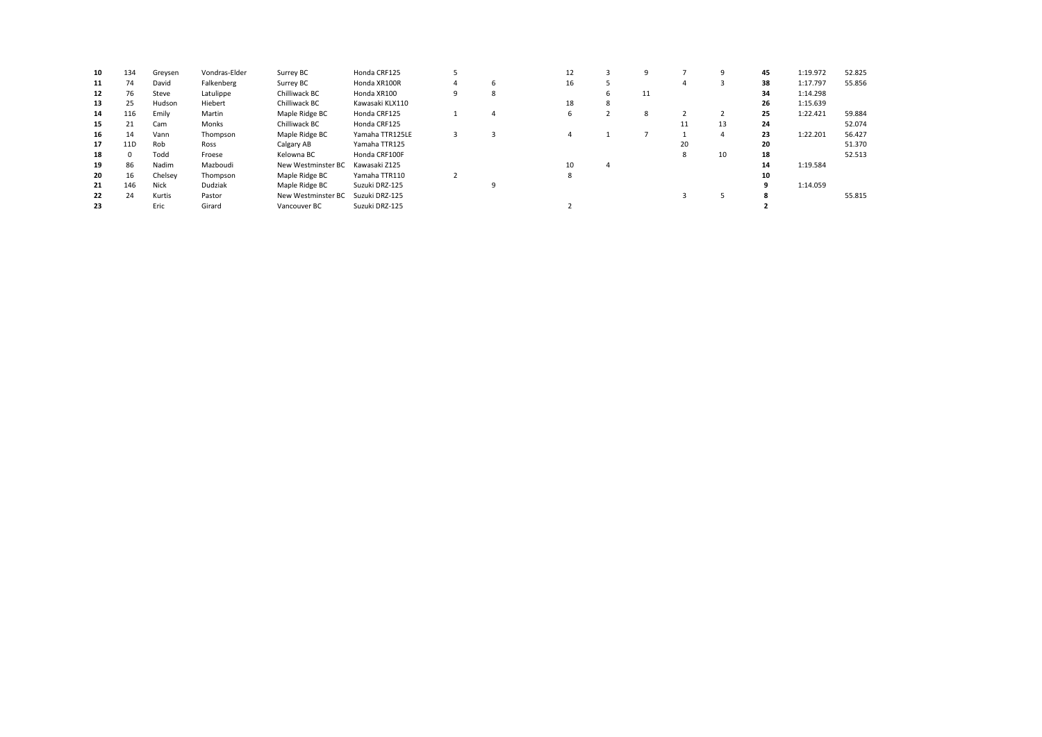| | | | | | | | | | | | | | | | | |
|---|---|---|---|---|---|---|---|---|---|---|---|---|---|---|---|---|
| **10** | 134 | Greysen | Vondras-Elder | Surrey BC | Honda CRF125 | 5 | | | 12 | 3 | 9 | 7 | 9 | **45** | 1:19.972 | 52.825 |
| **11** | 74 | David | Falkenberg | Surrey BC | Honda XR100R | 4 | 6 | | 16 | 5 | | 4 | 3 | **38** | 1:17.797 | 55.856 |
| **12** | 76 | Steve | Latulippe | Chilliwack BC | Honda XR100 | 9 | 8 | | | 6 | 11 | | | **34** | 1:14.298 | |
| **13** | 25 | Hudson | Hiebert | Chilliwack BC | Kawasaki KLX110 | | | | 18 | 8 | | | | **26** | 1:15.639 | |
| **14** | 116 | Emily | Martin | Maple Ridge BC | Honda CRF125 | 1 | 4 | | 6 | 2 | 8 | 2 | 2 | **25** | 1:22.421 | 59.884 |
| **15** | 21 | Cam | Monks | Chilliwack BC | Honda CRF125 | | | | | | | 11 | 13 | **24** | | 52.074 |
| **16** | 14 | Vann | Thompson | Maple Ridge BC | Yamaha TTR125LE | 3 | 3 | | 4 | 1 | 7 | 1 | 4 | **23** | 1:22.201 | 56.427 |
| **17** | 11D | Rob | Ross | Calgary AB | Yamaha TTR125 | | | | | | | 20 | | **20** | | 51.370 |
| **18** | 0 | Todd | Froese | Kelowna BC | Honda CRF100F | | | | | | | 8 | 10 | **18** | | 52.513 |
| **19** | 86 | Nadim | Mazboudi | New Westminster BC | Kawasaki Z125 | | | | 10 | 4 | | | | **14** | 1:19.584 | |
| **20** | 16 | Chelsey | Thompson | Maple Ridge BC | Yamaha TTR110 | 2 | | | 8 | | | | | **10** | | |
| **21** | 146 | Nick | Dudziak | Maple Ridge BC | Suzuki DRZ-125 | | 9 | | | | | | | **9** | 1:14.059 | |
| **22** | 24 | Kurtis | Pastor | New Westminster BC | Suzuki DRZ-125 | | | | | | | 3 | 5 | **8** | | 55.815 |
| **23** | | Eric | Girard | Vancouver BC | Suzuki DRZ-125 | | | | 2 | | | | | **2** | | |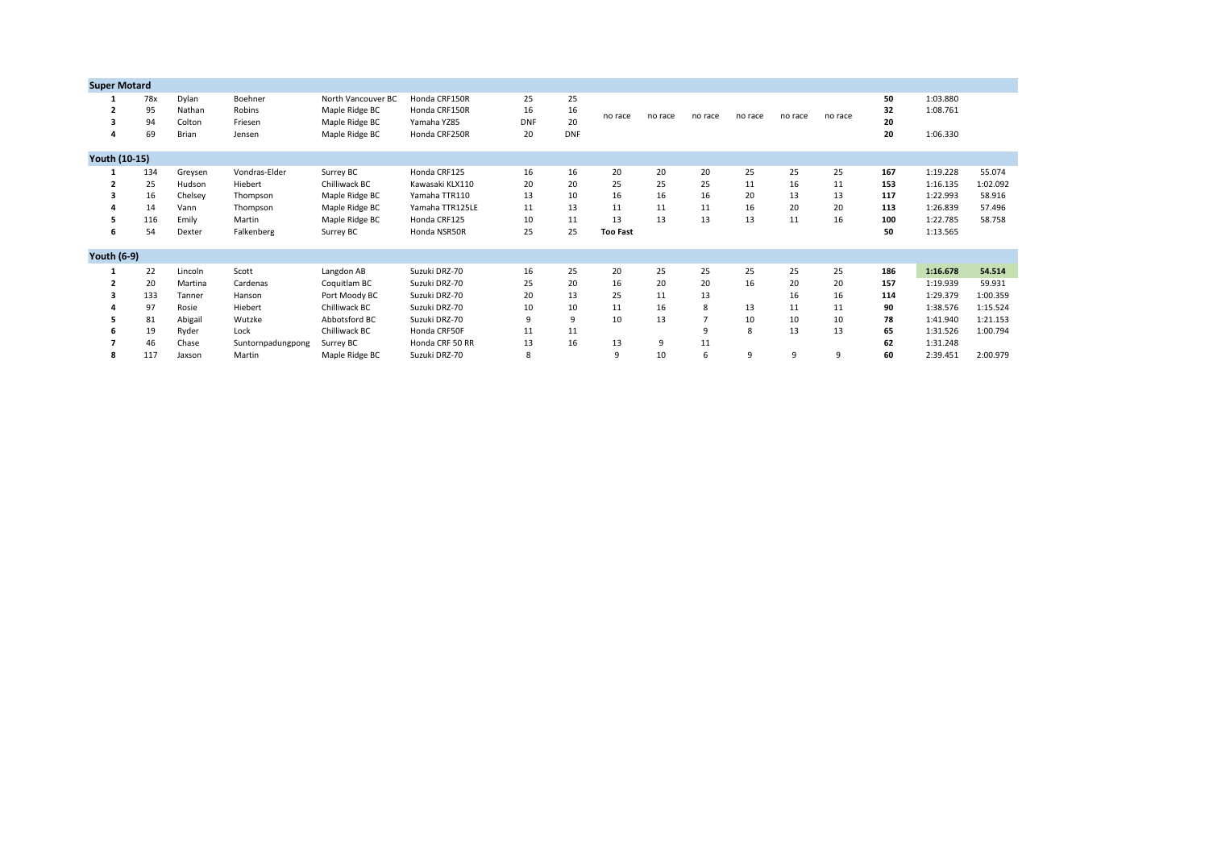**Super Motard**

| | | | | | | | | | | | | | | | | |
|---|---|---|---|---|---|---|---|---|---|---|---|---|---|---|---|---|
| 1 | 78x | Dylan | Boehner | North Vancouver BC | Honda CRF150R | 25 | 25 | | | | | | | **50** | 1:03.880 | |
| 2 | 95 | Nathan | Robins | Maple Ridge BC | Honda CRF150R | 16 | 16 | no race | no race | no race | no race | no race | no race | **32** | 1:08.761 | |
| 3 | 94 | Colton | Friesen | Maple Ridge BC | Yamaha YZ85 | DNF | 20 | | | | | | | **20** | | |
| 4 | 69 | Brian | Jensen | Maple Ridge BC | Honda CRF250R | 20 | DNF | | | | | | | **20** | 1:06.330 | |

**Youth (10-15)**

| | | | | | | | | | | | | | | | | |
|---|---|---|---|---|---|---|---|---|---|---|---|---|---|---|---|---|
| 1 | 134 | Greysen | Vondras-Elder | Surrey BC | Honda CRF125 | 16 | 16 | 20 | 20 | 20 | 25 | 25 | 25 | **167** | 1:19.228 | 55.074 |
| 2 | 25 | Hudson | Hiebert | Chilliwack BC | Kawasaki KLX110 | 20 | 20 | 25 | 25 | 25 | 11 | 16 | 11 | **153** | 1:16.135 | 1:02.092 |
| 3 | 16 | Chelsey | Thompson | Maple Ridge BC | Yamaha TTR110 | 13 | 10 | 16 | 16 | 16 | 20 | 13 | 13 | **117** | 1:22.993 | 58.916 |
| 4 | 14 | Vann | Thompson | Maple Ridge BC | Yamaha TTR125LE | 11 | 13 | 11 | 11 | 11 | 16 | 20 | 20 | **113** | 1:26.839 | 57.496 |
| 5 | 116 | Emily | Martin | Maple Ridge BC | Honda CRF125 | 10 | 11 | 13 | 13 | 13 | 13 | 11 | 16 | **100** | 1:22.785 | 58.758 |
| 6 | 54 | Dexter | Falkenberg | Surrey BC | Honda NSR50R | 25 | 25 | **Too Fast** | | | | | | **50** | 1:13.565 | |

**Youth (6-9)**

| | | | | | | | | | | | | | | | | |
|---|---|---|---|---|---|---|---|---|---|---|---|---|---|---|---|---|
| 1 | 22 | Lincoln | Scott | Langdon AB | Suzuki DRZ-70 | 16 | 25 | 20 | 25 | 25 | 25 | 25 | 25 | **186** | **1:16.678** | **54.514** |
| 2 | 20 | Martina | Cardenas | Coquitlam BC | Suzuki DRZ-70 | 25 | 20 | 16 | 20 | 20 | 16 | 20 | 20 | **157** | 1:19.939 | 59.931 |
| 3 | 133 | Tanner | Hanson | Port Moody BC | Suzuki DRZ-70 | 20 | 13 | 25 | 11 | 13 | | 16 | 16 | **114** | 1:29.379 | 1:00.359 |
| 4 | 97 | Rosie | Hiebert | Chilliwack BC | Suzuki DRZ-70 | 10 | 10 | 11 | 16 | 8 | 13 | 11 | 11 | **90** | 1:38.576 | 1:15.524 |
| 5 | 81 | Abigail | Wutzke | Abbotsford BC | Suzuki DRZ-70 | 9 | 9 | 10 | 13 | 7 | 10 | 10 | 10 | **78** | 1:41.940 | 1:21.153 |
| 6 | 19 | Ryder | Lock | Chilliwack BC | Honda CRF50F | 11 | 11 | | | 9 | 8 | 13 | 13 | **65** | 1:31.526 | 1:00.794 |
| 7 | 46 | Chase | Suntornpadungpong | Surrey BC | Honda CRF 50 RR | 13 | 16 | 13 | 9 | 11 | | | | **62** | 1:31.248 | |
| 8 | 117 | Jaxson | Martin | Maple Ridge BC | Suzuki DRZ-70 | 8 | | 9 | 10 | 6 | 9 | 9 | 9 | **60** | 2:39.451 | 2:00.979 |